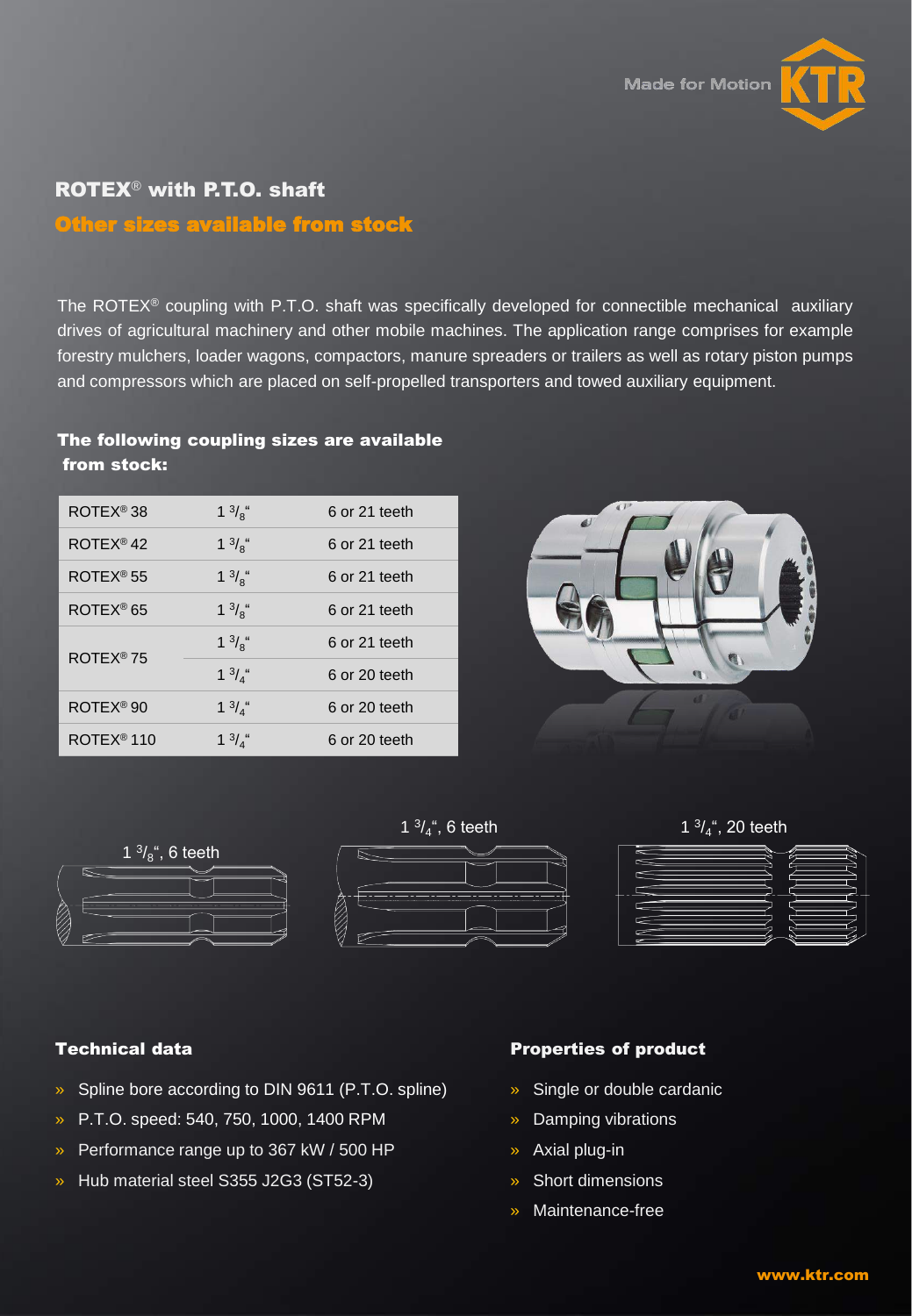Made for Motion KTR

## ROTEX® with P.T.O. shaft

### Other sizes available from stock

The ROTEX® coupling with P.T.O. shaft was specifically developed for connectible mechanical auxiliary drives of agricultural machinery and other mobile machines. The application range comprises for example forestry mulchers, loader wagons, compactors, manure spreaders or trailers as well as rotary piston pumps and compressors which are placed on self-propelled transporters and towed auxiliary equipment.

### The following coupling sizes are available from stock:

| | | |
|---|---|---|
| ROTEX® 38 | 1 $^{3}/_{8}$" | 6 or 21 teeth |
| ROTEX® 42 | 1 $^{3}/_{8}$" | 6 or 21 teeth |
| ROTEX® 55 | 1 $^{3}/_{8}$" | 6 or 21 teeth |
| ROTEX® 65 | 1 $^{3}/_{8}$" | 6 or 21 teeth |
| ROTEX® 75 | 1 $^{3}/_{8}$" | 6 or 21 teeth |
| | 1 $^{3}/_{4}$" | 6 or 20 teeth |
| ROTEX® 90 | 1 $^{3}/_{4}$" | 6 or 20 teeth |
| ROTEX® 110 | 1 $^{3}/_{4}$" | 6 or 20 teeth |

1 $^{3}/_{8}$", 6 teeth

1 $^{3}/_{4}$", 6 teeth

1 $^{3}/_{4}$", 20 teeth

### Technical data

- Spline bore according to DIN 9611 (P.T.O. spline)
- P.T.O. speed: 540, 750, 1000, 1400 RPM
- Performance range up to 367 kW / 500 HP
- Hub material steel S355 J2G3 (ST52-3)

### Properties of product

- Single or double cardanic
- Damping vibrations
- Axial plug-in
- Short dimensions
- Maintenance-free

www.ktr.com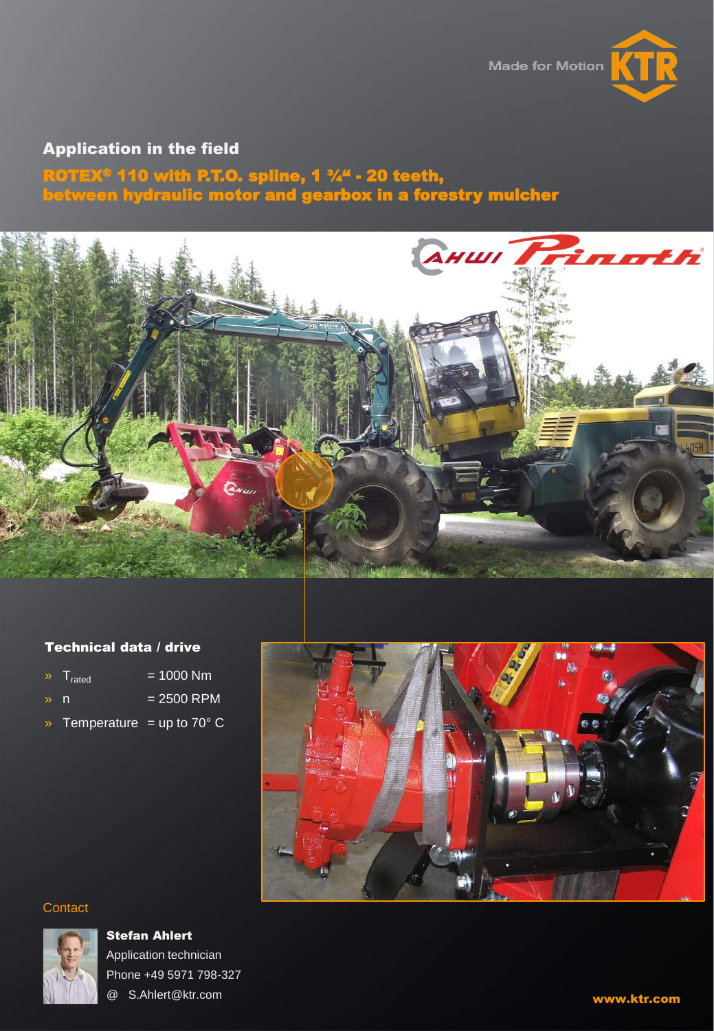Made for Motion KTR

## Application in the field

### ROTEX® 110 with P.T.O. spline, 1 ¾“ - 20 teeth, between hydraulic motor and gearbox in a forestry mulcher

### Technical data / drive

- $T_{rated}$ = 1000 Nm
- n = 2500 RPM
- Temperature = up to 70° C

Contact

**Stefan Ahlert**
Application technician
Phone +49 5971 798-327
@ S.Ahlert@ktr.com

**www.ktr.com**